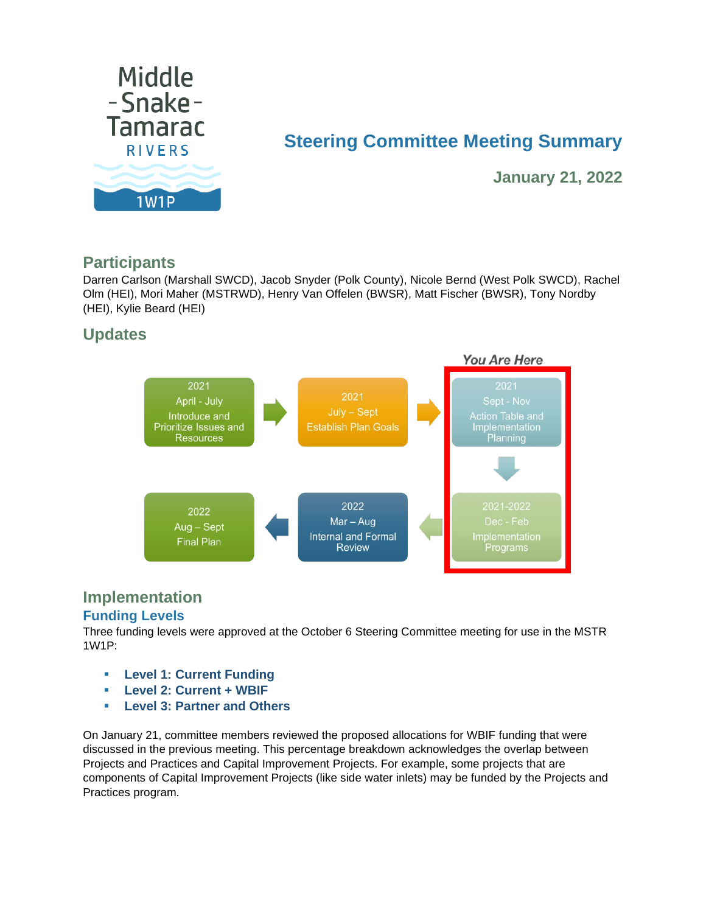Middle - Snake - Tamarac RIVERS 1W1P

# Steering Committee Meeting Summary

**January 21, 2022**

## Participants

Darren Carlson (Marshall SWCD), Jacob Snyder (Polk County), Nicole Bernd (West Polk SWCD), Rachel Olm (HEI), Mori Maher (MSTRWD), Henry Van Offelen (BWSR), Matt Fischer (BWSR), Tony Nordby (HEI), Kylie Beard (HEI)

## Updates

*You Are Here*

- 2021 April - July: Introduce and Prioritize Issues and Resources
- 2021 July – Sept: Establish Plan Goals
- 2021 Sept - Nov: Action Table and Implementation Planning
- 2021-2022 Dec - Feb: Implementation Programs
- 2022 Mar – Aug: Internal and Formal Review
- 2022 Aug – Sept: Final Plan

## Implementation

### Funding Levels

Three funding levels were approved at the October 6 Steering Committee meeting for use in the MSTR 1W1P:

- **Level 1: Current Funding**
- **Level 2: Current + WBIF**
- **Level 3: Partner and Others**

On January 21, committee members reviewed the proposed allocations for WBIF funding that were discussed in the previous meeting. This percentage breakdown acknowledges the overlap between Projects and Practices and Capital Improvement Projects. For example, some projects that are components of Capital Improvement Projects (like side water inlets) may be funded by the Projects and Practices program.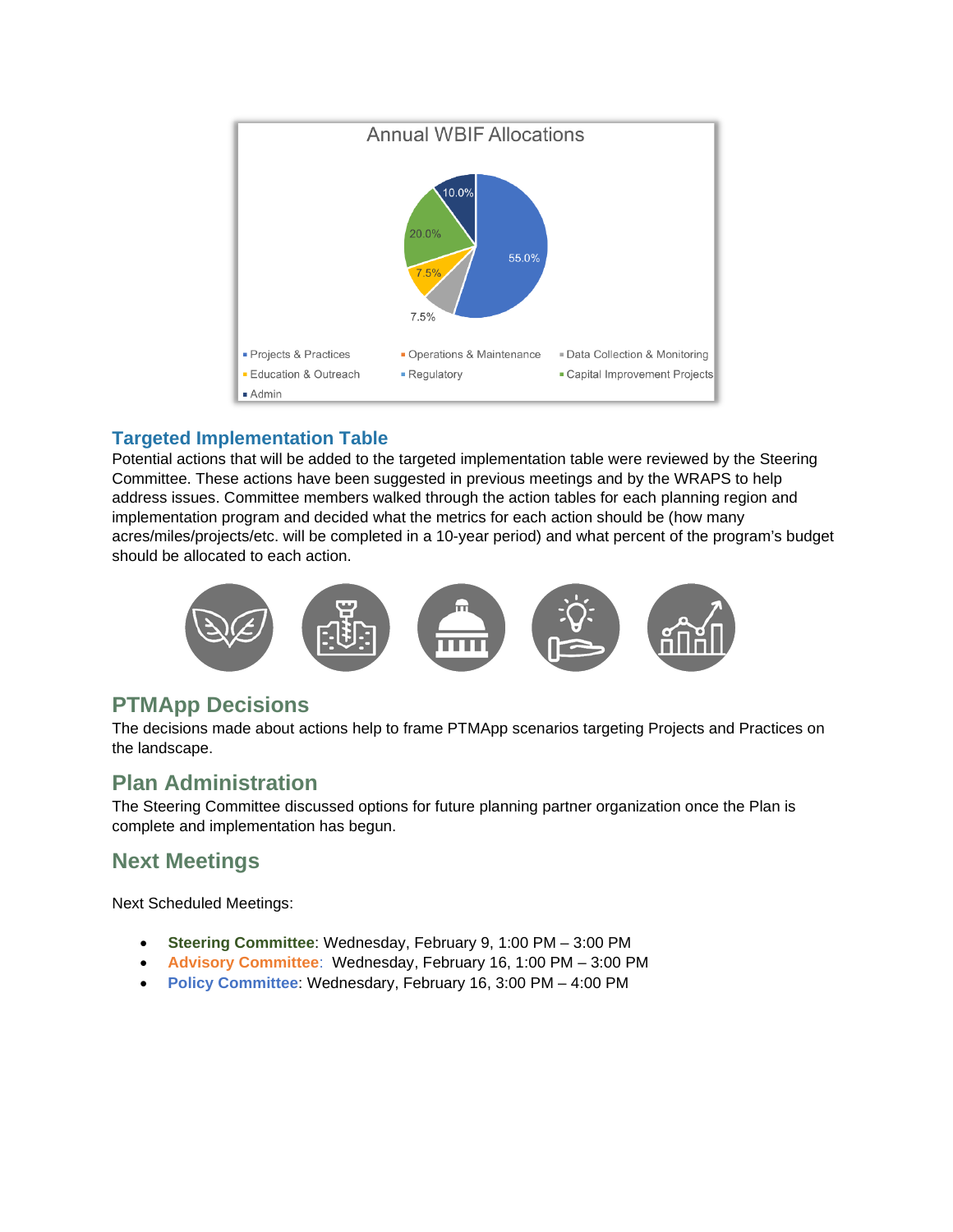Annual WBIF Allocations

10.0%
20.0%
55.0%
7.5%
7.5%

Projects & Practices
Operations & Maintenance
Data Collection & Monitoring
Education & Outreach
Regulatory
Capital Improvement Projects
Admin

## Targeted Implementation Table

Potential actions that will be added to the targeted implementation table were reviewed by the Steering Committee. These actions have been suggested in previous meetings and by the WRAPS to help address issues. Committee members walked through the action tables for each planning region and implementation program and decided what the metrics for each action should be (how many acres/miles/projects/etc. will be completed in a 10-year period) and what percent of the program's budget should be allocated to each action.

## PTMApp Decisions

The decisions made about actions help to frame PTMApp scenarios targeting Projects and Practices on the landscape.

## Plan Administration

The Steering Committee discussed options for future planning partner organization once the Plan is complete and implementation has begun.

## Next Meetings

Next Scheduled Meetings:

- **Steering Committee**: Wednesday, February 9, 1:00 PM – 3:00 PM
- **Advisory Committee**: Wednesday, February 16, 1:00 PM – 3:00 PM
- **Policy Committee**: Wednesdary, February 16, 3:00 PM – 4:00 PM